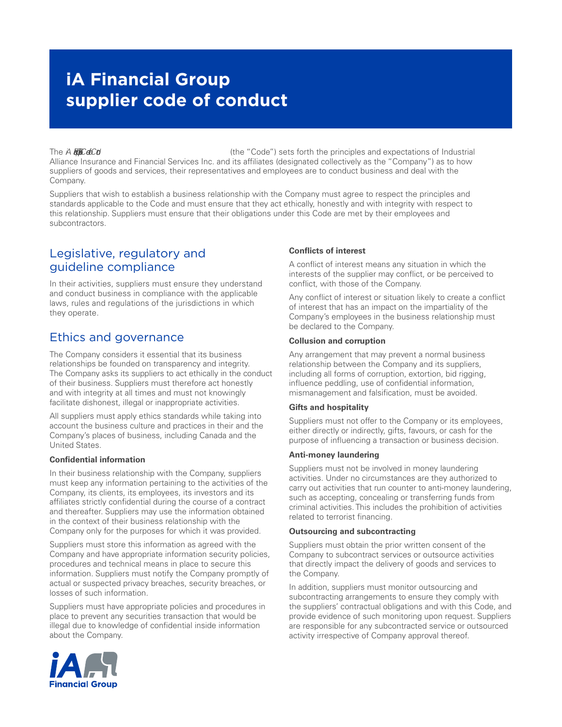# iA Financial Group supplier code of conduct

The *iA Financial Group Supplier Code of Conduct* (the "Code") sets forth the principles and expectations of Industrial Alliance Insurance and Financial Services Inc. and its affiliates (designated collectively as the "Company") as to how suppliers of goods and services, their representatives and employees are to conduct business and deal with the Company.

Suppliers that wish to establish a business relationship with the Company must agree to respect the principles and standards applicable to the Code and must ensure that they act ethically, honestly and with integrity with respect to this relationship. Suppliers must ensure that their obligations under this Code are met by their employees and subcontractors.

## Legislative, regulatory and guideline compliance

In their activities, suppliers must ensure they understand and conduct business in compliance with the applicable laws, rules and regulations of the jurisdictions in which they operate.

## Ethics and governance

The Company considers it essential that its business relationships be founded on transparency and integrity. The Company asks its suppliers to act ethically in the conduct of their business. Suppliers must therefore act honestly and with integrity at all times and must not knowingly facilitate dishonest, illegal or inappropriate activities.

All suppliers must apply ethics standards while taking into account the business culture and practices in their and the Company's places of business, including Canada and the United States.

### Confidential information

In their business relationship with the Company, suppliers must keep any information pertaining to the activities of the Company, its clients, its employees, its investors and its affiliates strictly confidential during the course of a contract and thereafter. Suppliers may use the information obtained in the context of their business relationship with the Company only for the purposes for which it was provided.

Suppliers must store this information as agreed with the Company and have appropriate information security policies, procedures and technical means in place to secure this information. Suppliers must notify the Company promptly of actual or suspected privacy breaches, security breaches, or losses of such information.

Suppliers must have appropriate policies and procedures in place to prevent any securities transaction that would be illegal due to knowledge of confidential inside information about the Company.

### Conflicts of interest

A conflict of interest means any situation in which the interests of the supplier may conflict, or be perceived to conflict, with those of the Company.

Any conflict of interest or situation likely to create a conflict of interest that has an impact on the impartiality of the Company's employees in the business relationship must be declared to the Company.

### Collusion and corruption

Any arrangement that may prevent a normal business relationship between the Company and its suppliers, including all forms of corruption, extortion, bid rigging, influence peddling, use of confidential information, mismanagement and falsification, must be avoided.

### Gifts and hospitality

Suppliers must not offer to the Company or its employees, either directly or indirectly, gifts, favours, or cash for the purpose of influencing a transaction or business decision.

### Anti-money laundering

Suppliers must not be involved in money laundering activities. Under no circumstances are they authorized to carry out activities that run counter to anti-money laundering, such as accepting, concealing or transferring funds from criminal activities. This includes the prohibition of activities related to terrorist financing.

### Outsourcing and subcontracting

Suppliers must obtain the prior written consent of the Company to subcontract services or outsource activities that directly impact the delivery of goods and services to the Company.

In addition, suppliers must monitor outsourcing and subcontracting arrangements to ensure they comply with the suppliers' contractual obligations and with this Code, and provide evidence of such monitoring upon request. Suppliers are responsible for any subcontracted service or outsourced activity irrespective of Company approval thereof.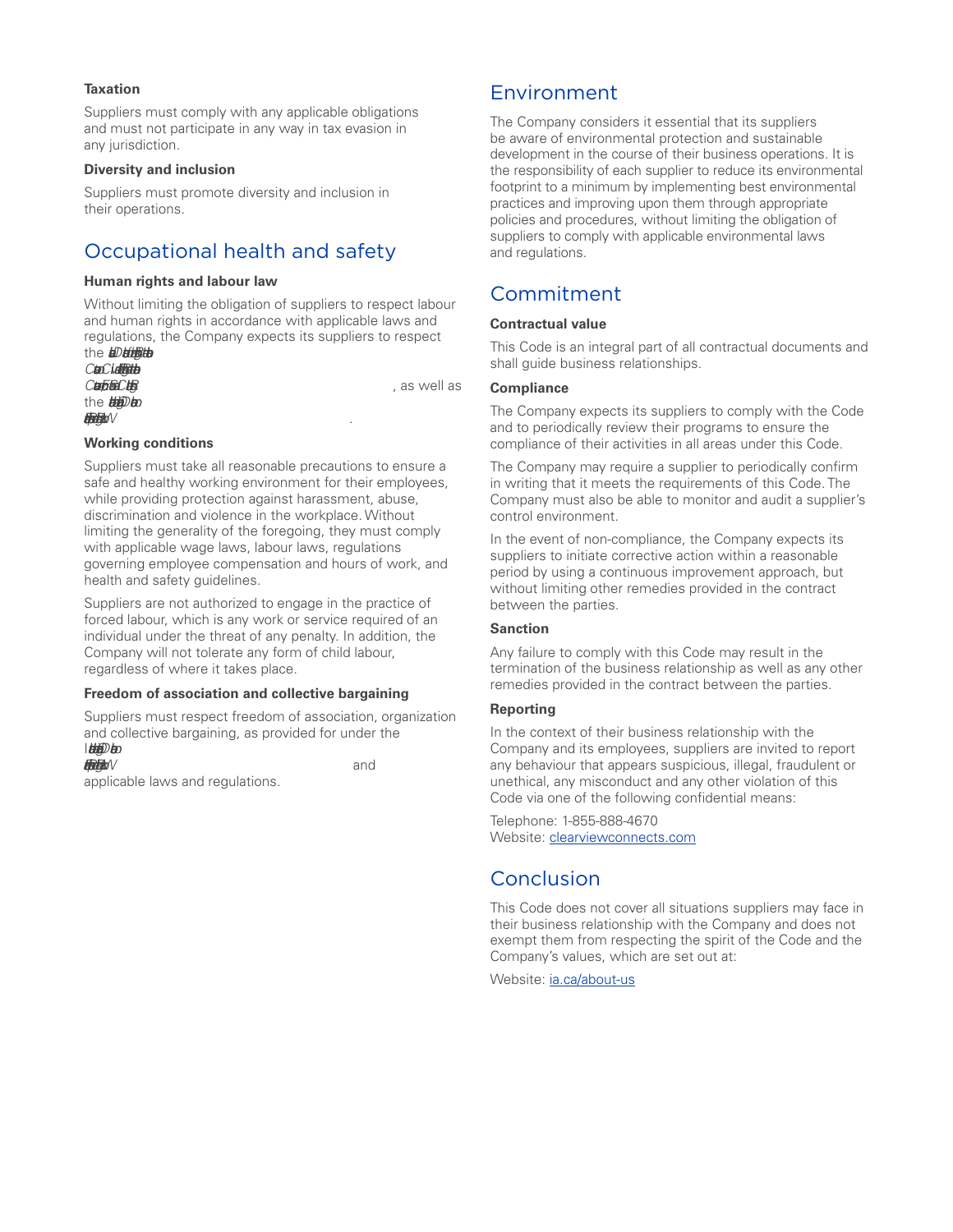### Taxation

Suppliers must comply with any applicable obligations and must not participate in any way in tax evasion in any jurisdiction.

### Diversity and inclusion

Suppliers must promote diversity and inclusion in their operations.

## Occupational health and safety

### Human rights and labour law

Without limiting the obligation of suppliers to respect labour and human rights in accordance with applicable laws and regulations, the Company expects its suppliers to respect the *aDatHtb CanC.datHtb CatKCtR*, as well as the *tHDto HtbV*.

### Working conditions

Suppliers must take all reasonable precautions to ensure a safe and healthy working environment for their employees, while providing protection against harassment, abuse, discrimination and violence in the workplace. Without limiting the generality of the foregoing, they must comply with applicable wage laws, labour laws, regulations governing employee compensation and hours of work, and health and safety guidelines.

Suppliers are not authorized to engage in the practice of forced labour, which is any work or service required of an individual under the threat of any penalty. In addition, the Company will not tolerate any form of child labour, regardless of where it takes place.

### Freedom of association and collective bargaining

Suppliers must respect freedom of association, organization and collective bargaining, as provided for under the *ItHDto HtbV* and applicable laws and regulations.

## Environment

The Company considers it essential that its suppliers be aware of environmental protection and sustainable development in the course of their business operations. It is the responsibility of each supplier to reduce its environmental footprint to a minimum by implementing best environmental practices and improving upon them through appropriate policies and procedures, without limiting the obligation of suppliers to comply with applicable environmental laws and regulations.

## Commitment

### Contractual value

This Code is an integral part of all contractual documents and shall guide business relationships.

### Compliance

The Company expects its suppliers to comply with the Code and to periodically review their programs to ensure the compliance of their activities in all areas under this Code.

The Company may require a supplier to periodically confirm in writing that it meets the requirements of this Code. The Company must also be able to monitor and audit a supplier's control environment.

In the event of non-compliance, the Company expects its suppliers to initiate corrective action within a reasonable period by using a continuous improvement approach, but without limiting other remedies provided in the contract between the parties.

### Sanction

Any failure to comply with this Code may result in the termination of the business relationship as well as any other remedies provided in the contract between the parties.

### Reporting

In the context of their business relationship with the Company and its employees, suppliers are invited to report any behaviour that appears suspicious, illegal, fraudulent or unethical, any misconduct and any other violation of this Code via one of the following confidential means:

Telephone: 1-855-888-4670
Website: clearviewconnects.com

## Conclusion

This Code does not cover all situations suppliers may face in their business relationship with the Company and does not exempt them from respecting the spirit of the Code and the Company's values, which are set out at:

Website: ia.ca/about-us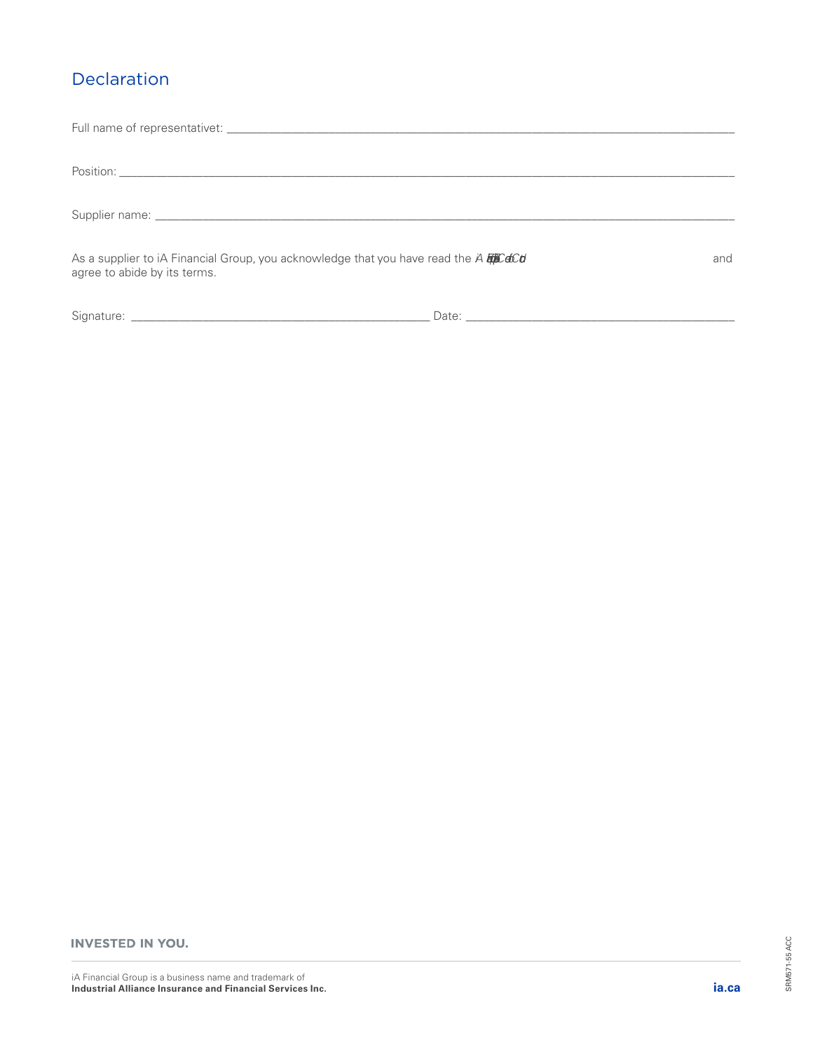## Declaration

Full name of representativet: ______________________________________________________________

Position: ______________________________________________________________

Supplier name: ______________________________________________________________

As a supplier to iA Financial Group, you acknowledge that you have read the *iA Supplier Code of Conduct* and agree to abide by its terms.

Signature: ______________________________ Date: ______________________________